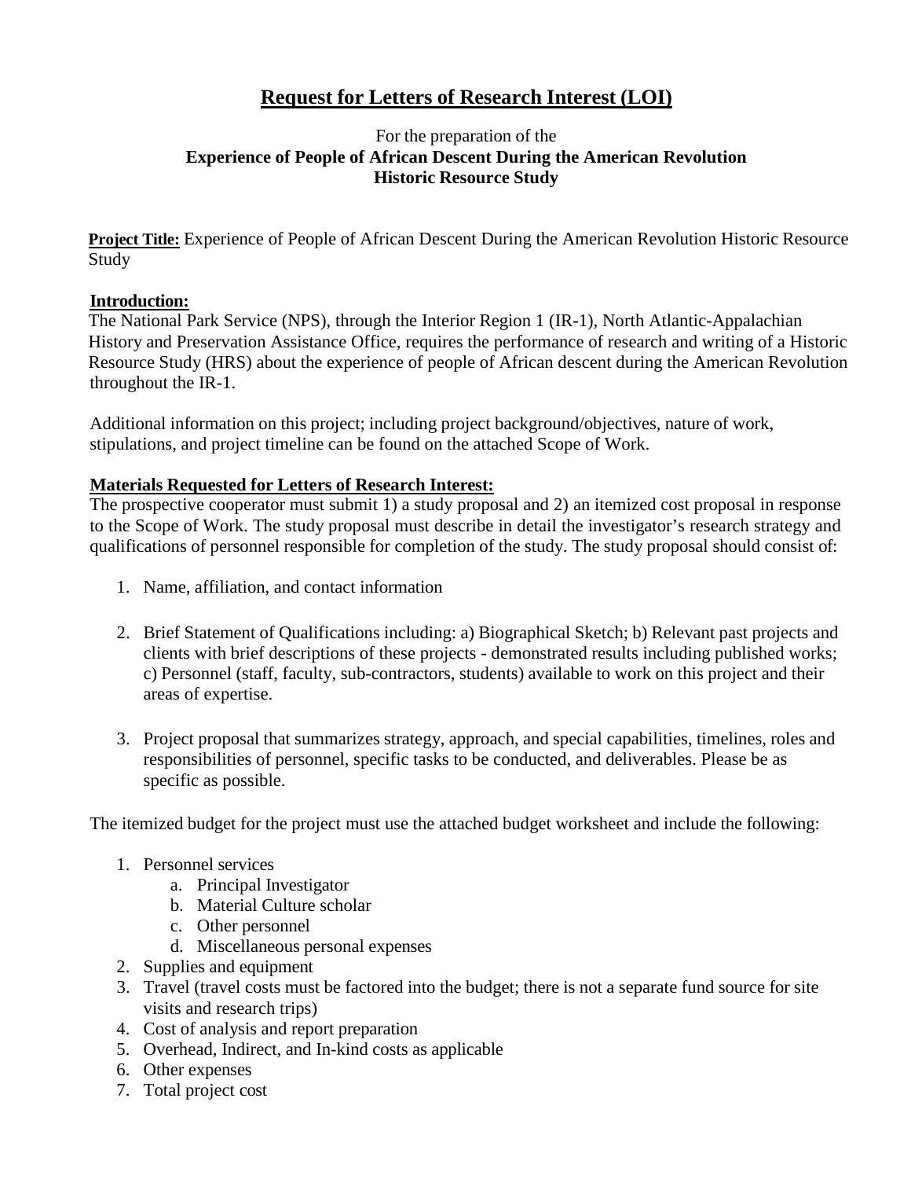# Request for Letters of Research Interest (LOI)

For the preparation of the
**Experience of People of African Descent During the American Revolution Historic Resource Study**

**Project Title:** Experience of People of African Descent During the American Revolution Historic Resource Study

**Introduction:**
The National Park Service (NPS), through the Interior Region 1 (IR-1), North Atlantic-Appalachian History and Preservation Assistance Office, requires the performance of research and writing of a Historic Resource Study (HRS) about the experience of people of African descent during the American Revolution throughout the IR-1.

Additional information on this project; including project background/objectives, nature of work, stipulations, and project timeline can be found on the attached Scope of Work.

**Materials Requested for Letters of Research Interest:**
The prospective cooperator must submit 1) a study proposal and 2) an itemized cost proposal in response to the Scope of Work. The study proposal must describe in detail the investigator's research strategy and qualifications of personnel responsible for completion of the study. The study proposal should consist of:

1. Name, affiliation, and contact information

2. Brief Statement of Qualifications including: a) Biographical Sketch; b) Relevant past projects and clients with brief descriptions of these projects - demonstrated results including published works; c) Personnel (staff, faculty, sub-contractors, students) available to work on this project and their areas of expertise.

3. Project proposal that summarizes strategy, approach, and special capabilities, timelines, roles and responsibilities of personnel, specific tasks to be conducted, and deliverables. Please be as specific as possible.

The itemized budget for the project must use the attached budget worksheet and include the following:

1. Personnel services
   a. Principal Investigator
   b. Material Culture scholar
   c. Other personnel
   d. Miscellaneous personal expenses
2. Supplies and equipment
3. Travel (travel costs must be factored into the budget; there is not a separate fund source for site visits and research trips)
4. Cost of analysis and report preparation
5. Overhead, Indirect, and In-kind costs as applicable
6. Other expenses
7. Total project cost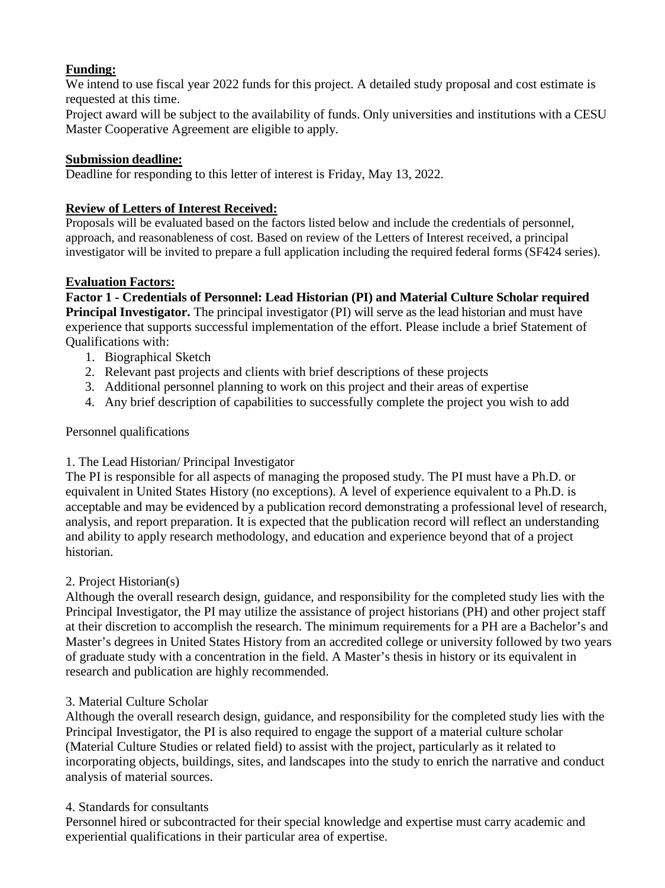**Funding:**

We intend to use fiscal year 2022 funds for this project. A detailed study proposal and cost estimate is requested at this time.

Project award will be subject to the availability of funds. Only universities and institutions with a CESU Master Cooperative Agreement are eligible to apply.

**Submission deadline:**

Deadline for responding to this letter of interest is Friday, May 13, 2022.

**Review of Letters of Interest Received:**

Proposals will be evaluated based on the factors listed below and include the credentials of personnel, approach, and reasonableness of cost. Based on review of the Letters of Interest received, a principal investigator will be invited to prepare a full application including the required federal forms (SF424 series).

**Evaluation Factors:**

**Factor 1 - Credentials of Personnel: Lead Historian (PI) and Material Culture Scholar required**

**Principal Investigator.** The principal investigator (PI) will serve as the lead historian and must have experience that supports successful implementation of the effort. Please include a brief Statement of Qualifications with:

1. Biographical Sketch
2. Relevant past projects and clients with brief descriptions of these projects
3. Additional personnel planning to work on this project and their areas of expertise
4. Any brief description of capabilities to successfully complete the project you wish to add

Personnel qualifications

1. The Lead Historian/ Principal Investigator

The PI is responsible for all aspects of managing the proposed study. The PI must have a Ph.D. or equivalent in United States History (no exceptions). A level of experience equivalent to a Ph.D. is acceptable and may be evidenced by a publication record demonstrating a professional level of research, analysis, and report preparation. It is expected that the publication record will reflect an understanding and ability to apply research methodology, and education and experience beyond that of a project historian.

2. Project Historian(s)

Although the overall research design, guidance, and responsibility for the completed study lies with the Principal Investigator, the PI may utilize the assistance of project historians (PH) and other project staff at their discretion to accomplish the research. The minimum requirements for a PH are a Bachelor's and Master's degrees in United States History from an accredited college or university followed by two years of graduate study with a concentration in the field. A Master's thesis in history or its equivalent in research and publication are highly recommended.

3. Material Culture Scholar

Although the overall research design, guidance, and responsibility for the completed study lies with the Principal Investigator, the PI is also required to engage the support of a material culture scholar (Material Culture Studies or related field) to assist with the project, particularly as it related to incorporating objects, buildings, sites, and landscapes into the study to enrich the narrative and conduct analysis of material sources.

4. Standards for consultants

Personnel hired or subcontracted for their special knowledge and expertise must carry academic and experiential qualifications in their particular area of expertise.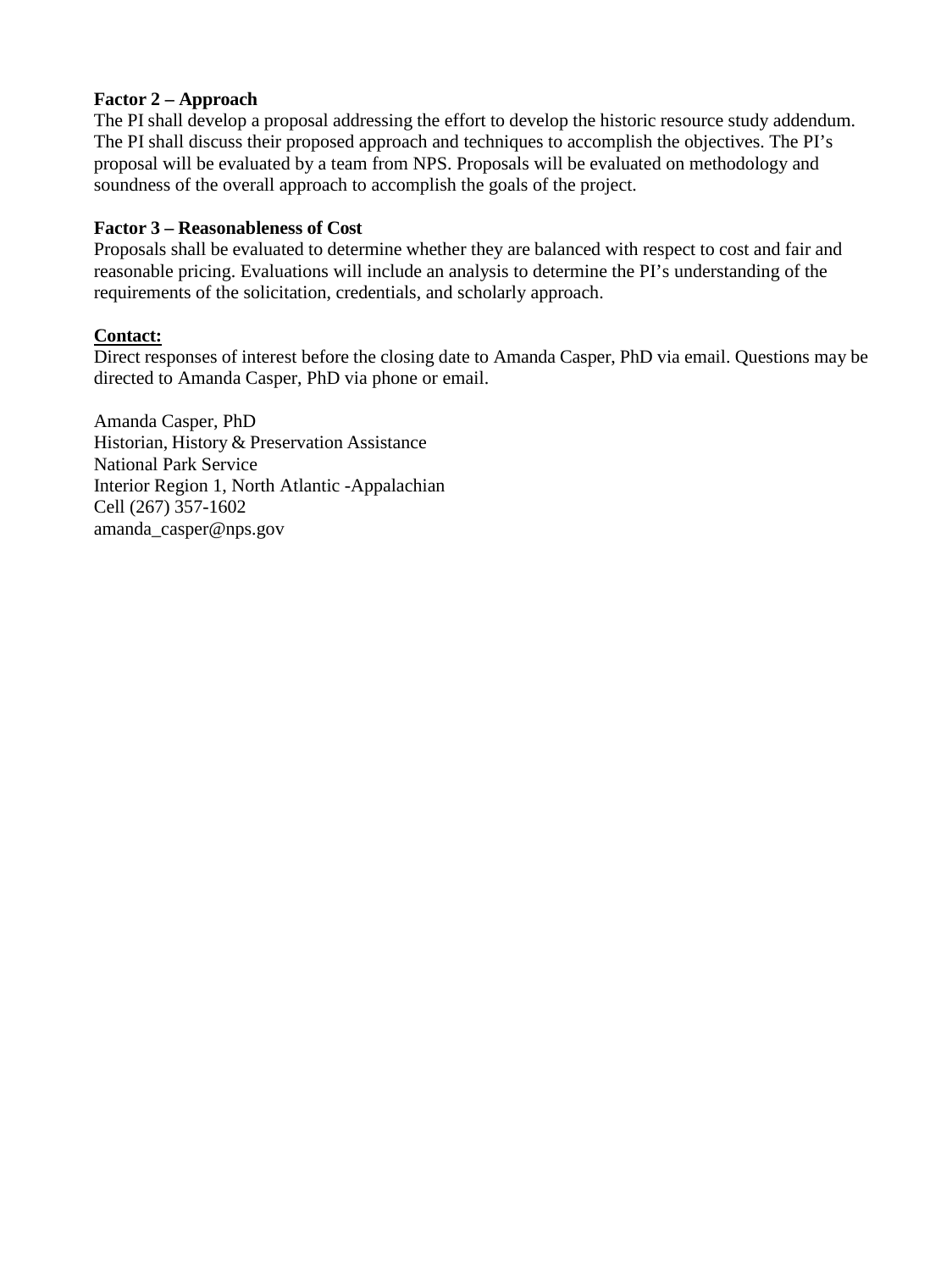**Factor 2 – Approach**

The PI shall develop a proposal addressing the effort to develop the historic resource study addendum. The PI shall discuss their proposed approach and techniques to accomplish the objectives. The PI's proposal will be evaluated by a team from NPS. Proposals will be evaluated on methodology and soundness of the overall approach to accomplish the goals of the project.

**Factor 3 – Reasonableness of Cost**

Proposals shall be evaluated to determine whether they are balanced with respect to cost and fair and reasonable pricing. Evaluations will include an analysis to determine the PI's understanding of the requirements of the solicitation, credentials, and scholarly approach.

**Contact:**

Direct responses of interest before the closing date to Amanda Casper, PhD via email. Questions may be directed to Amanda Casper, PhD via phone or email.

Amanda Casper, PhD
Historian, History & Preservation Assistance
National Park Service
Interior Region 1, North Atlantic -Appalachian
Cell (267) 357-1602
amanda_casper@nps.gov